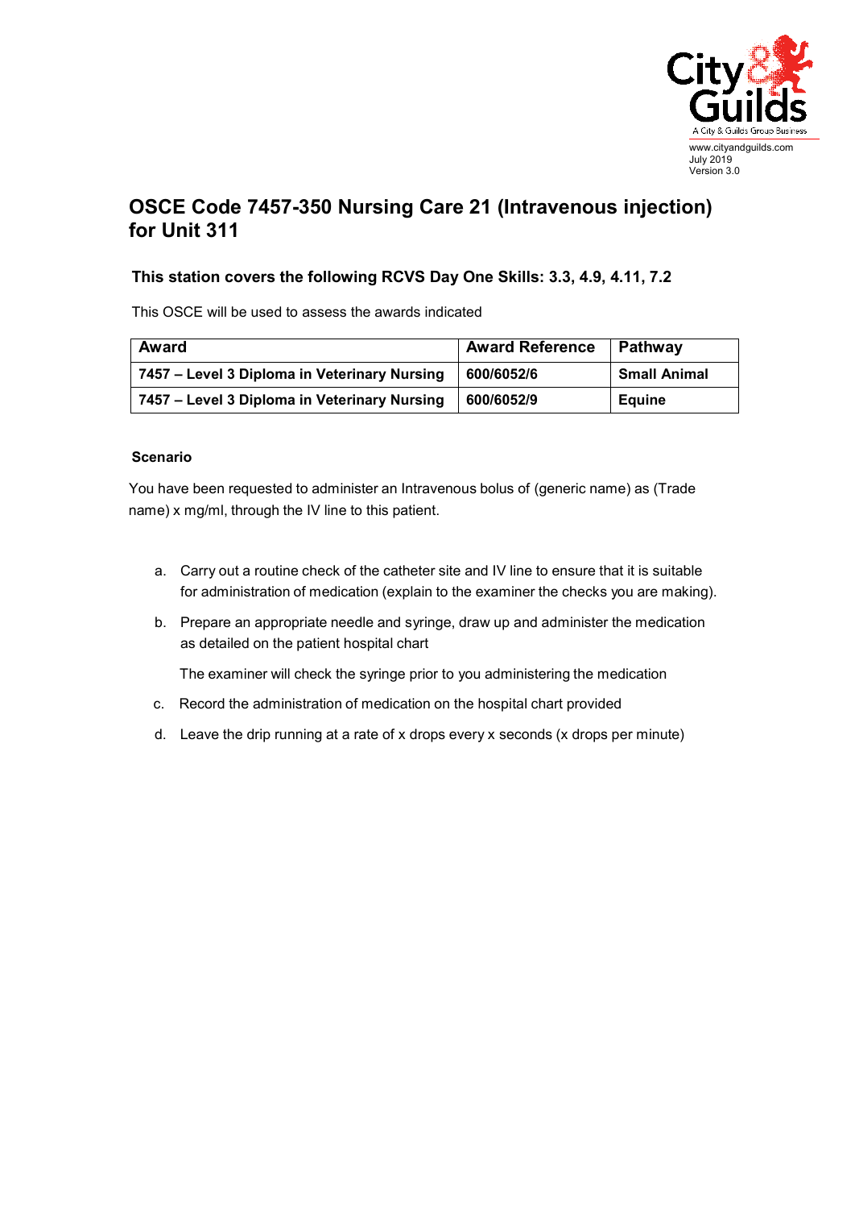www.cityandguilds.com
July 2019
Version 3.0

# OSCE Code 7457-350 Nursing Care 21 (Intravenous injection) for Unit 311

### This station covers the following RCVS Day One Skills: 3.3, 4.9, 4.11, 7.2

This OSCE will be used to assess the awards indicated

| Award | Award Reference | Pathway |
|---|---|---|
| **7457 – Level 3 Diploma in Veterinary Nursing** | **600/6052/6** | **Small Animal** |
| **7457 – Level 3 Diploma in Veterinary Nursing** | **600/6052/9** | **Equine** |

**Scenario**

You have been requested to administer an Intravenous bolus of (generic name) as (Trade name) x mg/ml, through the IV line to this patient.

a. Carry out a routine check of the catheter site and IV line to ensure that it is suitable for administration of medication (explain to the examiner the checks you are making).

b. Prepare an appropriate needle and syringe, draw up and administer the medication as detailed on the patient hospital chart

   The examiner will check the syringe prior to you administering the medication

c. Record the administration of medication on the hospital chart provided

d. Leave the drip running at a rate of x drops every x seconds (x drops per minute)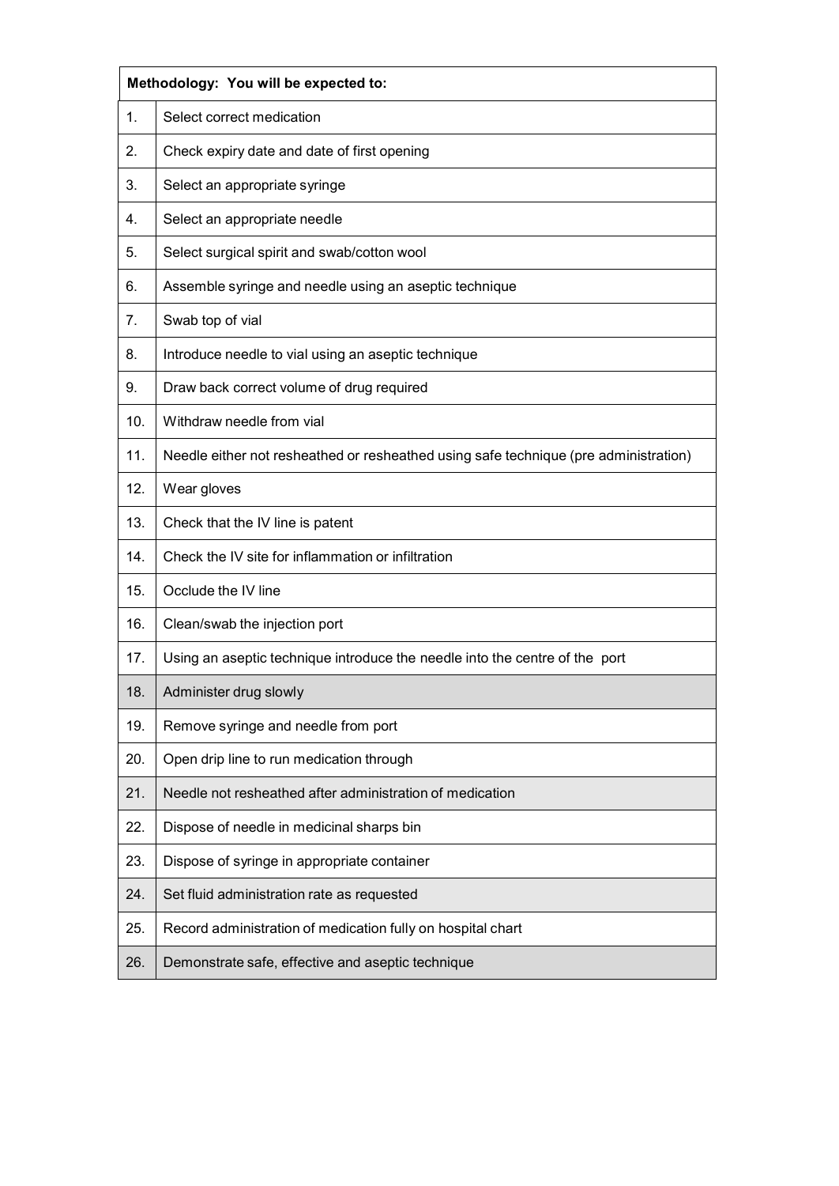| Methodology: You will be expected to: | |
|---|---|
| 1. | Select correct medication |
| 2. | Check expiry date and date of first opening |
| 3. | Select an appropriate syringe |
| 4. | Select an appropriate needle |
| 5. | Select surgical spirit and swab/cotton wool |
| 6. | Assemble syringe and needle using an aseptic technique |
| 7. | Swab top of vial |
| 8. | Introduce needle to vial using an aseptic technique |
| 9. | Draw back correct volume of drug required |
| 10. | Withdraw needle from vial |
| 11. | Needle either not resheathed or resheathed using safe technique (pre administration) |
| 12. | Wear gloves |
| 13. | Check that the IV line is patent |
| 14. | Check the IV site for inflammation or infiltration |
| 15. | Occlude the IV line |
| 16. | Clean/swab the injection port |
| 17. | Using an aseptic technique introduce the needle into the centre of the port |
| 18. | Administer drug slowly |
| 19. | Remove syringe and needle from port |
| 20. | Open drip line to run medication through |
| 21. | Needle not resheathed after administration of medication |
| 22. | Dispose of needle in medicinal sharps bin |
| 23. | Dispose of syringe in appropriate container |
| 24. | Set fluid administration rate as requested |
| 25. | Record administration of medication fully on hospital chart |
| 26. | Demonstrate safe, effective and aseptic technique |